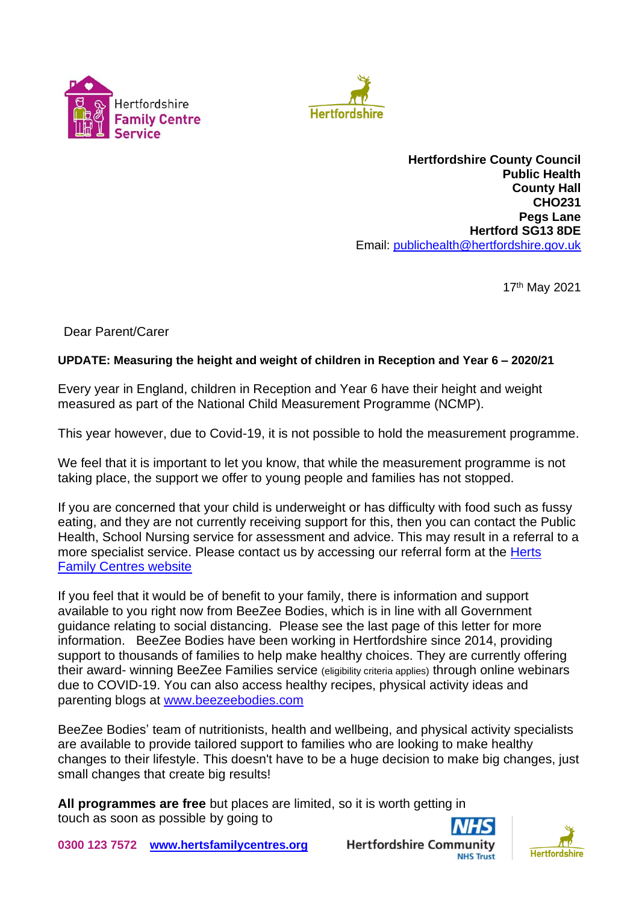Hertfordshire Family Centre Service

Hertfordshire

**Hertfordshire County Council**
**Public Health**
**County Hall**
**CHO231**
**Pegs Lane**
**Hertford SG13 8DE**
Email: [publichealth@hertfordshire.gov.uk](mailto:publichealth@hertfordshire.gov.uk)

17th May 2021

Dear Parent/Carer

**UPDATE: Measuring the height and weight of children in Reception and Year 6 – 2020/21**

Every year in England, children in Reception and Year 6 have their height and weight measured as part of the National Child Measurement Programme (NCMP).

This year however, due to Covid-19, it is not possible to hold the measurement programme.

We feel that it is important to let you know, that while the measurement programme is not taking place, the support we offer to young people and families has not stopped.

If you are concerned that your child is underweight or has difficulty with food such as fussy eating, and they are not currently receiving support for this, then you can contact the Public Health, School Nursing service for assessment and advice. This may result in a referral to a more specialist service. Please contact us by accessing our referral form at the Herts Family Centres website

If you feel that it would be of benefit to your family, there is information and support available to you right now from BeeZee Bodies, which is in line with all Government guidance relating to social distancing. Please see the last page of this letter for more information. BeeZee Bodies have been working in Hertfordshire since 2014, providing support to thousands of families to help make healthy choices. They are currently offering their award- winning BeeZee Families service (eligibility criteria applies) through online webinars due to COVID-19. You can also access healthy recipes, physical activity ideas and parenting blogs at www.beezeebodies.com

BeeZee Bodies' team of nutritionists, health and wellbeing, and physical activity specialists are available to provide tailored support to families who are looking to make healthy changes to their lifestyle. This doesn't have to be a huge decision to make big changes, just small changes that create big results!

**All programmes are free** but places are limited, so it is worth getting in touch as soon as possible by going to

**0300 123 7572** **www.hertsfamilycentres.org**

Hertfordshire Community NHS Trust

Hertfordshire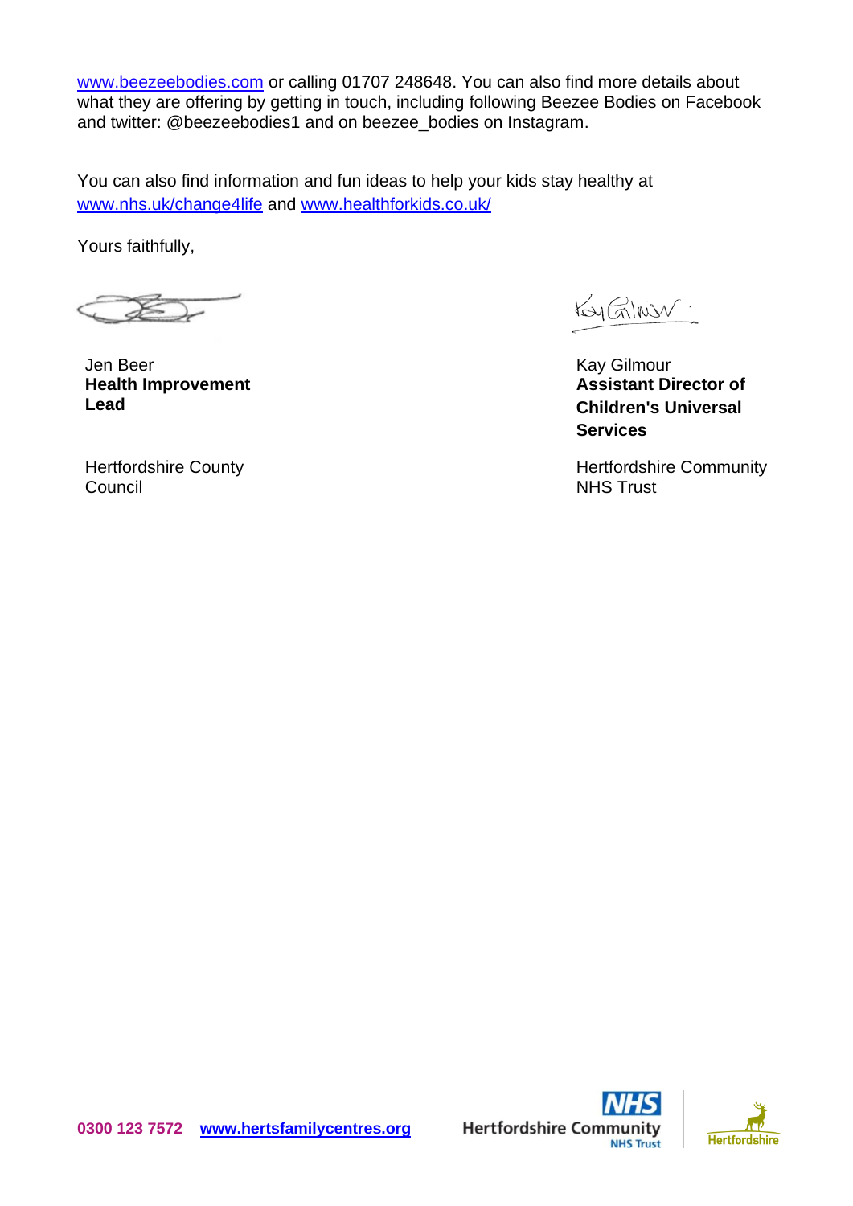www.beezeebodies.com or calling 01707 248648. You can also find more details about what they are offering by getting in touch, including following Beezee Bodies on Facebook and twitter: @beezeebodies1 and on beezee_bodies on Instagram.

You can also find information and fun ideas to help your kids stay healthy at www.nhs.uk/change4life and www.healthforkids.co.uk/

Yours faithfully,

Jen Beer
**Health Improvement Lead**

Hertfordshire County Council

Kay Gilmour
**Assistant Director of Children's Universal Services**

Hertfordshire Community NHS Trust

**0300 123 7572** **www.hertsfamilycentres.org**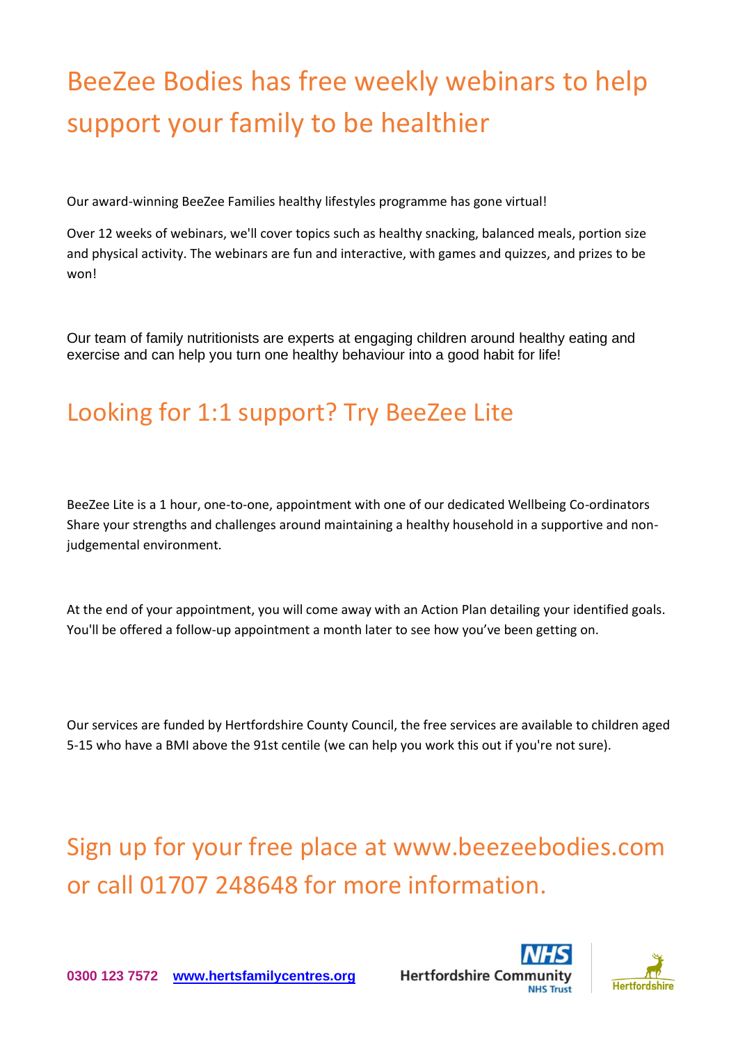# BeeZee Bodies has free weekly webinars to help support your family to be healthier

Our award-winning BeeZee Families healthy lifestyles programme has gone virtual!

Over 12 weeks of webinars, we'll cover topics such as healthy snacking, balanced meals, portion size and physical activity. The webinars are fun and interactive, with games and quizzes, and prizes to be won!

Our team of family nutritionists are experts at engaging children around healthy eating and exercise and can help you turn one healthy behaviour into a good habit for life!

## Looking for 1:1 support? Try BeeZee Lite

BeeZee Lite is a 1 hour, one-to-one, appointment with one of our dedicated Wellbeing Co-ordinators Share your strengths and challenges around maintaining a healthy household in a supportive and non-judgemental environment.

At the end of your appointment, you will come away with an Action Plan detailing your identified goals. You'll be offered a follow-up appointment a month later to see how you've been getting on.

Our services are funded by Hertfordshire County Council, the free services are available to children aged 5-15 who have a BMI above the 91st centile (we can help you work this out if you're not sure).

## Sign up for your free place at www.beezeebodies.com or call 01707 248648 for more information.

**0300 123 7572** [www.hertsfamilycentres.org](http://www.hertsfamilycentres.org)

NHS Hertfordshire Community NHS Trust

Hertfordshire